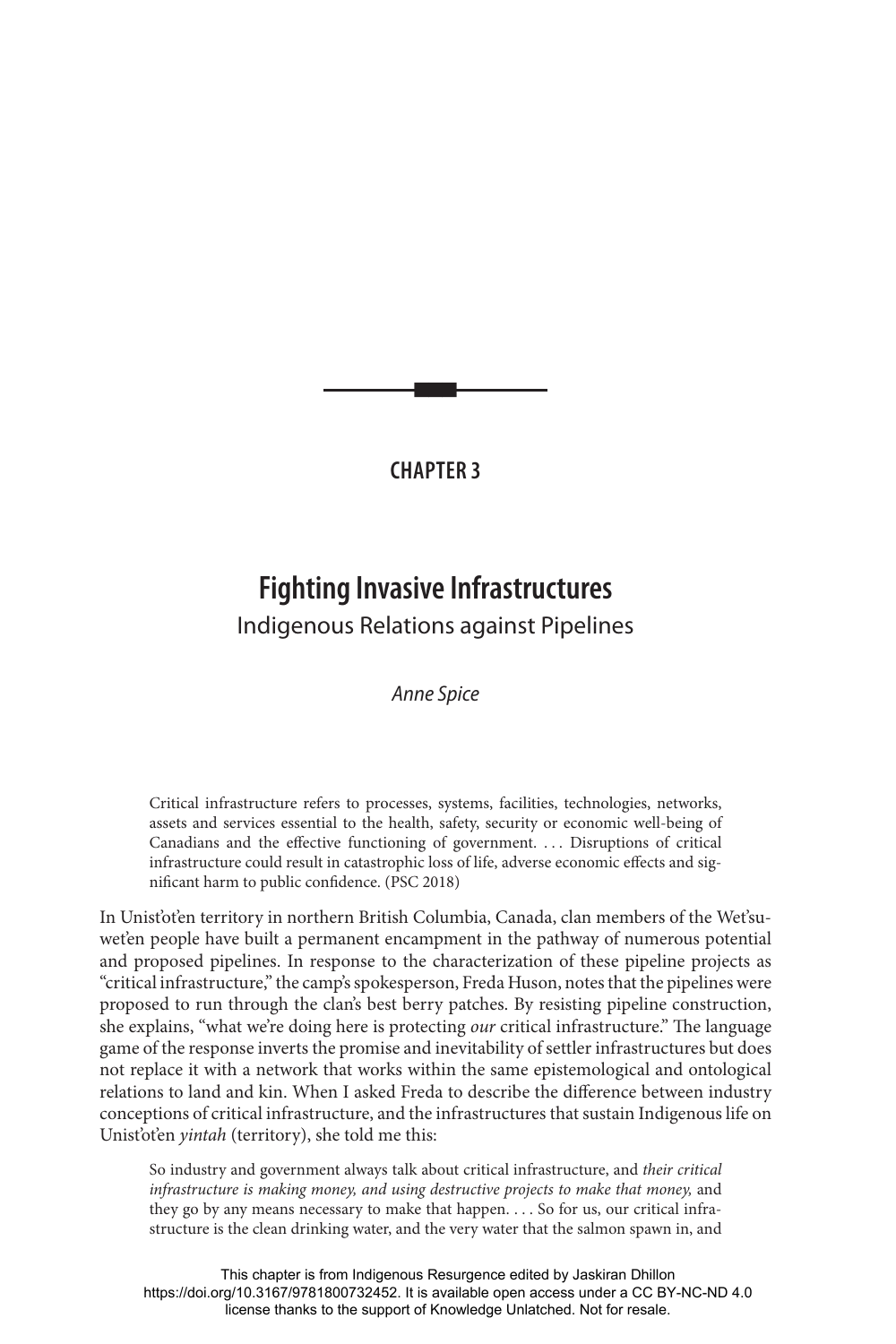# CHAPTER 3

## Fighting Invasive Infrastructures

### Indigenous Relations against Pipelines

*Anne Spice*

> Critical infrastructure refers to processes, systems, facilities, technologies, networks, assets and services essential to the health, safety, security or economic well-being of Canadians and the effective functioning of government. . . . Disruptions of critical infrastructure could result in catastrophic loss of life, adverse economic effects and significant harm to public confidence. (PSC 2018)

In Unist'ot'en territory in northern British Columbia, Canada, clan members of the Wet'suwet'en people have built a permanent encampment in the pathway of numerous potential and proposed pipelines. In response to the characterization of these pipeline projects as "critical infrastructure," the camp's spokesperson, Freda Huson, notes that the pipelines were proposed to run through the clan's best berry patches. By resisting pipeline construction, she explains, "what we're doing here is protecting *our* critical infrastructure." The language game of the response inverts the promise and inevitability of settler infrastructures but does not replace it with a network that works within the same epistemological and ontological relations to land and kin. When I asked Freda to describe the difference between industry conceptions of critical infrastructure, and the infrastructures that sustain Indigenous life on Unist'ot'en *yintah* (territory), she told me this:

> So industry and government always talk about critical infrastructure, and *their critical infrastructure is making money, and using destructive projects to make that money,* and they go by any means necessary to make that happen. . . . So for us, our critical infrastructure is the clean drinking water, and the very water that the salmon spawn in, and

This chapter is from Indigenous Resurgence edited by Jaskiran Dhillon https://doi.org/10.3167/9781800732452. It is available open access under a CC BY-NC-ND 4.0 license thanks to the support of Knowledge Unlatched. Not for resale.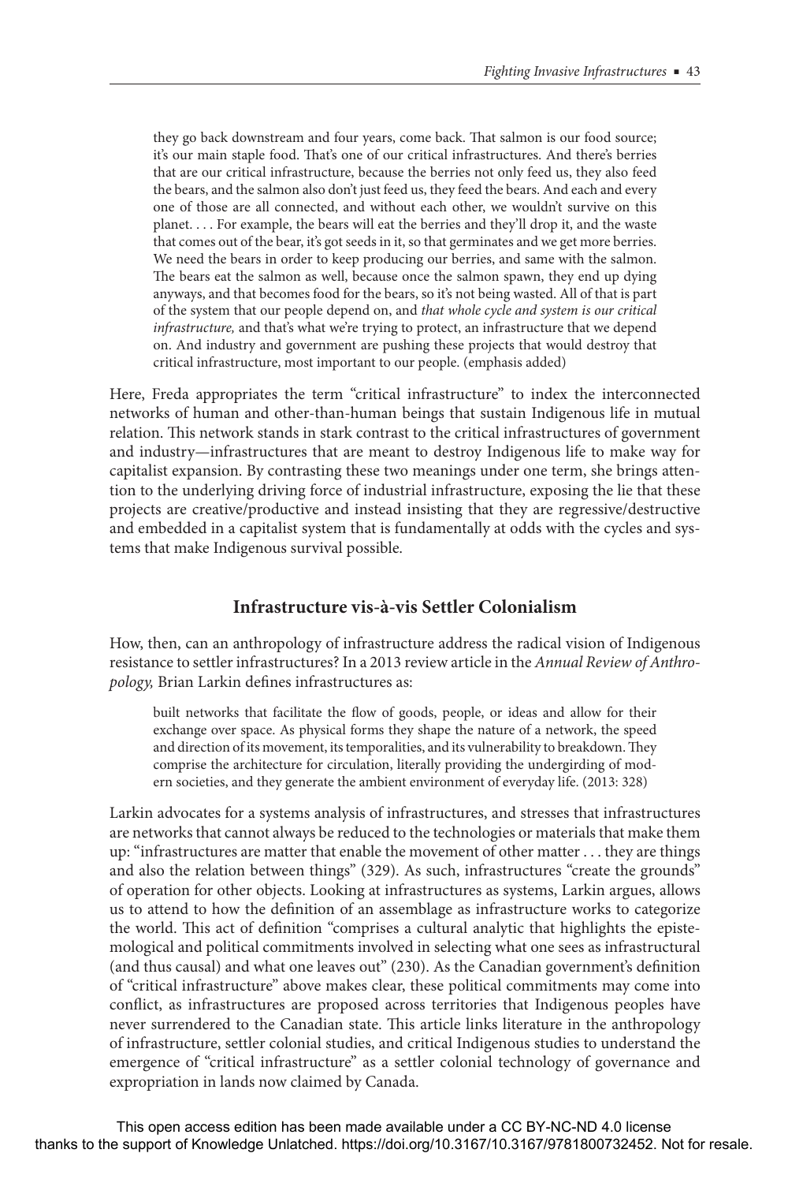> they go back downstream and four years, come back. That salmon is our food source; it's our main staple food. That's one of our critical infrastructures. And there's berries that are our critical infrastructure, because the berries not only feed us, they also feed the bears, and the salmon also don't just feed us, they feed the bears. And each and every one of those are all connected, and without each other, we wouldn't survive on this planet. . . . For example, the bears will eat the berries and they'll drop it, and the waste that comes out of the bear, it's got seeds in it, so that germinates and we get more berries. We need the bears in order to keep producing our berries, and same with the salmon. The bears eat the salmon as well, because once the salmon spawn, they end up dying anyways, and that becomes food for the bears, so it's not being wasted. All of that is part of the system that our people depend on, and *that whole cycle and system is our critical infrastructure,* and that's what we're trying to protect, an infrastructure that we depend on. And industry and government are pushing these projects that would destroy that critical infrastructure, most important to our people. (emphasis added)

Here, Freda appropriates the term "critical infrastructure" to index the interconnected networks of human and other-than-human beings that sustain Indigenous life in mutual relation. This network stands in stark contrast to the critical infrastructures of government and industry—infrastructures that are meant to destroy Indigenous life to make way for capitalist expansion. By contrasting these two meanings under one term, she brings attention to the underlying driving force of industrial infrastructure, exposing the lie that these projects are creative/productive and instead insisting that they are regressive/destructive and embedded in a capitalist system that is fundamentally at odds with the cycles and systems that make Indigenous survival possible.

## Infrastructure vis-à-vis Settler Colonialism

How, then, can an anthropology of infrastructure address the radical vision of Indigenous resistance to settler infrastructures? In a 2013 review article in the *Annual Review of Anthropology,* Brian Larkin defines infrastructures as:

> built networks that facilitate the flow of goods, people, or ideas and allow for their exchange over space. As physical forms they shape the nature of a network, the speed and direction of its movement, its temporalities, and its vulnerability to breakdown. They comprise the architecture for circulation, literally providing the undergirding of modern societies, and they generate the ambient environment of everyday life. (2013: 328)

Larkin advocates for a systems analysis of infrastructures, and stresses that infrastructures are networks that cannot always be reduced to the technologies or materials that make them up: "infrastructures are matter that enable the movement of other matter . . . they are things and also the relation between things" (329). As such, infrastructures "create the grounds" of operation for other objects. Looking at infrastructures as systems, Larkin argues, allows us to attend to how the definition of an assemblage as infrastructure works to categorize the world. This act of definition "comprises a cultural analytic that highlights the epistemological and political commitments involved in selecting what one sees as infrastructural (and thus causal) and what one leaves out" (230). As the Canadian government's definition of "critical infrastructure" above makes clear, these political commitments may come into conflict, as infrastructures are proposed across territories that Indigenous peoples have never surrendered to the Canadian state. This article links literature in the anthropology of infrastructure, settler colonial studies, and critical Indigenous studies to understand the emergence of "critical infrastructure" as a settler colonial technology of governance and expropriation in lands now claimed by Canada.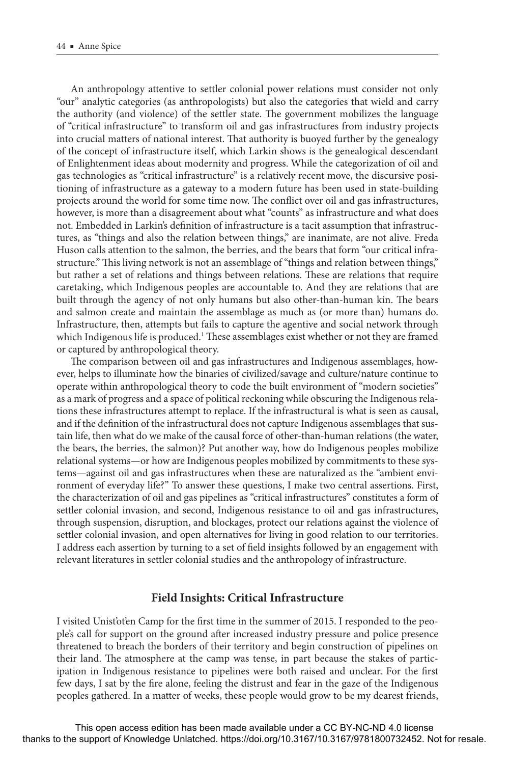An anthropology attentive to settler colonial power relations must consider not only "our" analytic categories (as anthropologists) but also the categories that wield and carry the authority (and violence) of the settler state. The government mobilizes the language of "critical infrastructure" to transform oil and gas infrastructures from industry projects into crucial matters of national interest. That authority is buoyed further by the genealogy of the concept of infrastructure itself, which Larkin shows is the genealogical descendant of Enlightenment ideas about modernity and progress. While the categorization of oil and gas technologies as "critical infrastructure" is a relatively recent move, the discursive positioning of infrastructure as a gateway to a modern future has been used in state-building projects around the world for some time now. The conflict over oil and gas infrastructures, however, is more than a disagreement about what "counts" as infrastructure and what does not. Embedded in Larkin's definition of infrastructure is a tacit assumption that infrastructures, as "things and also the relation between things," are inanimate, are not alive. Freda Huson calls attention to the salmon, the berries, and the bears that form "our critical infrastructure." This living network is not an assemblage of "things and relation between things," but rather a set of relations and things between relations. These are relations that require caretaking, which Indigenous peoples are accountable to. And they are relations that are built through the agency of not only humans but also other-than-human kin. The bears and salmon create and maintain the assemblage as much as (or more than) humans do. Infrastructure, then, attempts but fails to capture the agentive and social network through which Indigenous life is produced.[1] These assemblages exist whether or not they are framed or captured by anthropological theory.

The comparison between oil and gas infrastructures and Indigenous assemblages, however, helps to illuminate how the binaries of civilized/savage and culture/nature continue to operate within anthropological theory to code the built environment of "modern societies" as a mark of progress and a space of political reckoning while obscuring the Indigenous relations these infrastructures attempt to replace. If the infrastructural is what is seen as causal, and if the definition of the infrastructural does not capture Indigenous assemblages that sustain life, then what do we make of the causal force of other-than-human relations (the water, the bears, the berries, the salmon)? Put another way, how do Indigenous peoples mobilize relational systems—or how are Indigenous peoples mobilized by commitments to these systems—against oil and gas infrastructures when these are naturalized as the "ambient environment of everyday life?" To answer these questions, I make two central assertions. First, the characterization of oil and gas pipelines as "critical infrastructures" constitutes a form of settler colonial invasion, and second, Indigenous resistance to oil and gas infrastructures, through suspension, disruption, and blockages, protect our relations against the violence of settler colonial invasion, and open alternatives for living in good relation to our territories. I address each assertion by turning to a set of field insights followed by an engagement with relevant literatures in settler colonial studies and the anthropology of infrastructure.

## Field Insights: Critical Infrastructure

I visited Unist'ot'en Camp for the first time in the summer of 2015. I responded to the people's call for support on the ground after increased industry pressure and police presence threatened to breach the borders of their territory and begin construction of pipelines on their land. The atmosphere at the camp was tense, in part because the stakes of participation in Indigenous resistance to pipelines were both raised and unclear. For the first few days, I sat by the fire alone, feeling the distrust and fear in the gaze of the Indigenous peoples gathered. In a matter of weeks, these people would grow to be my dearest friends,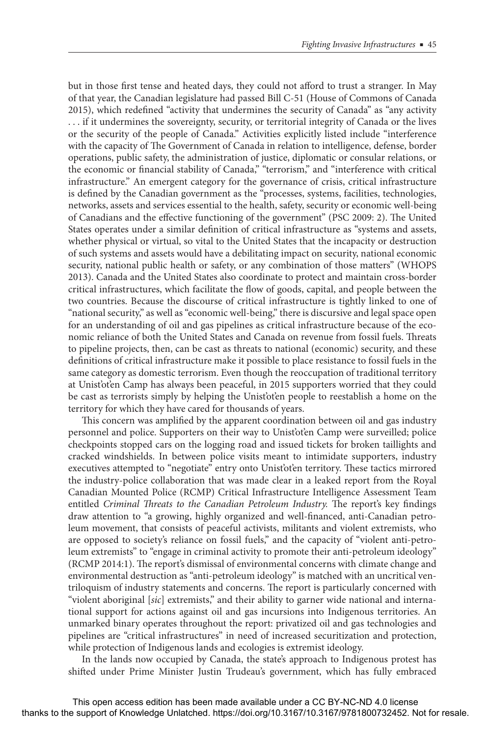but in those first tense and heated days, they could not afford to trust a stranger. In May of that year, the Canadian legislature had passed Bill C-51 (House of Commons of Canada 2015), which redefined "activity that undermines the security of Canada" as "any activity . . . if it undermines the sovereignty, security, or territorial integrity of Canada or the lives or the security of the people of Canada." Activities explicitly listed include "interference with the capacity of The Government of Canada in relation to intelligence, defense, border operations, public safety, the administration of justice, diplomatic or consular relations, or the economic or financial stability of Canada," "terrorism," and "interference with critical infrastructure." An emergent category for the governance of crisis, critical infrastructure is defined by the Canadian government as the "processes, systems, facilities, technologies, networks, assets and services essential to the health, safety, security or economic well-being of Canadians and the effective functioning of the government" (PSC 2009: 2). The United States operates under a similar definition of critical infrastructure as "systems and assets, whether physical or virtual, so vital to the United States that the incapacity or destruction of such systems and assets would have a debilitating impact on security, national economic security, national public health or safety, or any combination of those matters" (WHOPS 2013). Canada and the United States also coordinate to protect and maintain cross-border critical infrastructures, which facilitate the flow of goods, capital, and people between the two countries. Because the discourse of critical infrastructure is tightly linked to one of "national security," as well as "economic well-being," there is discursive and legal space open for an understanding of oil and gas pipelines as critical infrastructure because of the economic reliance of both the United States and Canada on revenue from fossil fuels. Threats to pipeline projects, then, can be cast as threats to national (economic) security, and these definitions of critical infrastructure make it possible to place resistance to fossil fuels in the same category as domestic terrorism. Even though the reoccupation of traditional territory at Unist'ot'en Camp has always been peaceful, in 2015 supporters worried that they could be cast as terrorists simply by helping the Unist'ot'en people to reestablish a home on the territory for which they have cared for thousands of years.

This concern was amplified by the apparent coordination between oil and gas industry personnel and police. Supporters on their way to Unist'ot'en Camp were surveilled; police checkpoints stopped cars on the logging road and issued tickets for broken taillights and cracked windshields. In between police visits meant to intimidate supporters, industry executives attempted to "negotiate" entry onto Unist'ot'en territory. These tactics mirrored the industry-police collaboration that was made clear in a leaked report from the Royal Canadian Mounted Police (RCMP) Critical Infrastructure Intelligence Assessment Team entitled *Criminal Threats to the Canadian Petroleum Industry*. The report's key findings draw attention to "a growing, highly organized and well-financed, anti-Canadian petroleum movement, that consists of peaceful activists, militants and violent extremists, who are opposed to society's reliance on fossil fuels," and the capacity of "violent anti-petroleum extremists" to "engage in criminal activity to promote their anti-petroleum ideology" (RCMP 2014:1). The report's dismissal of environmental concerns with climate change and environmental destruction as "anti-petroleum ideology" is matched with an uncritical ventriloquism of industry statements and concerns. The report is particularly concerned with "violent aboriginal [*sic*] extremists," and their ability to garner wide national and international support for actions against oil and gas incursions into Indigenous territories. An unmarked binary operates throughout the report: privatized oil and gas technologies and pipelines are "critical infrastructures" in need of increased securitization and protection, while protection of Indigenous lands and ecologies is extremist ideology.

In the lands now occupied by Canada, the state's approach to Indigenous protest has shifted under Prime Minister Justin Trudeau's government, which has fully embraced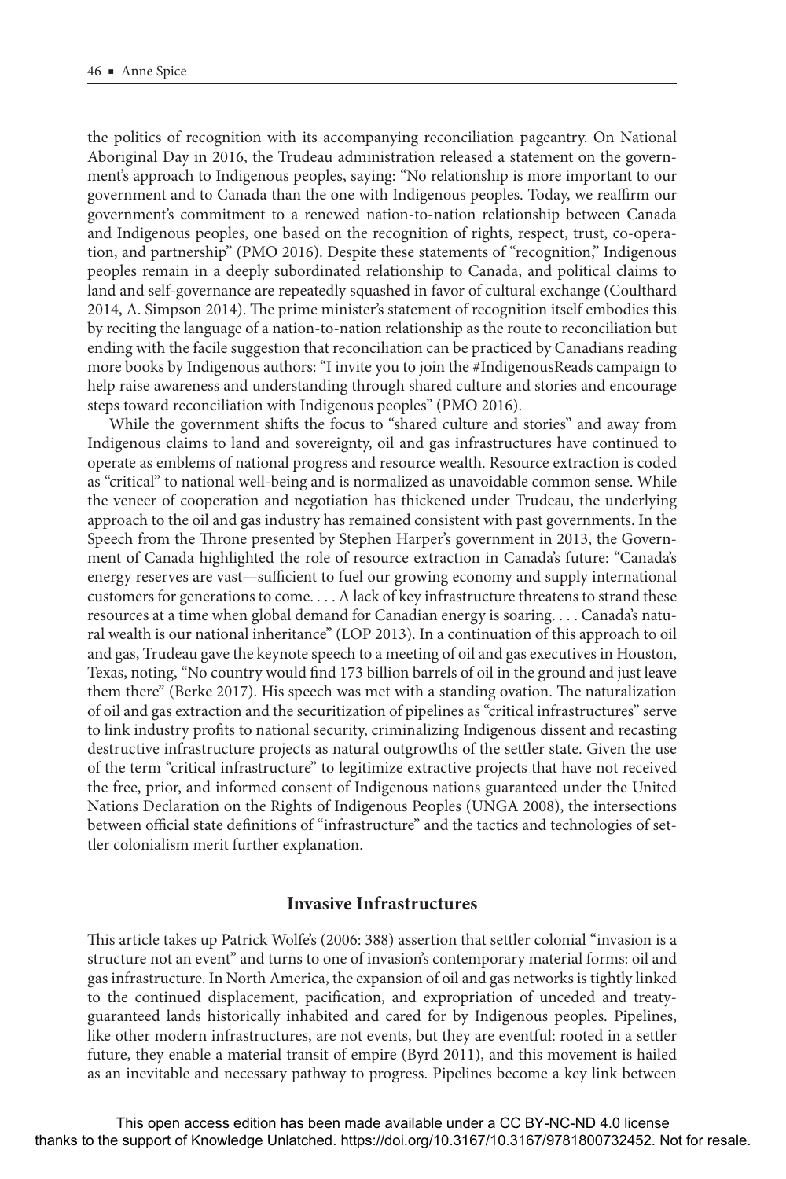the politics of recognition with its accompanying reconciliation pageantry. On National Aboriginal Day in 2016, the Trudeau administration released a statement on the government's approach to Indigenous peoples, saying: "No relationship is more important to our government and to Canada than the one with Indigenous peoples. Today, we reaffirm our government's commitment to a renewed nation-to-nation relationship between Canada and Indigenous peoples, one based on the recognition of rights, respect, trust, co-operation, and partnership" (PMO 2016). Despite these statements of "recognition," Indigenous peoples remain in a deeply subordinated relationship to Canada, and political claims to land and self-governance are repeatedly squashed in favor of cultural exchange (Coulthard 2014, A. Simpson 2014). The prime minister's statement of recognition itself embodies this by reciting the language of a nation-to-nation relationship as the route to reconciliation but ending with the facile suggestion that reconciliation can be practiced by Canadians reading more books by Indigenous authors: "I invite you to join the #IndigenousReads campaign to help raise awareness and understanding through shared culture and stories and encourage steps toward reconciliation with Indigenous peoples" (PMO 2016).

While the government shifts the focus to "shared culture and stories" and away from Indigenous claims to land and sovereignty, oil and gas infrastructures have continued to operate as emblems of national progress and resource wealth. Resource extraction is coded as "critical" to national well-being and is normalized as unavoidable common sense. While the veneer of cooperation and negotiation has thickened under Trudeau, the underlying approach to the oil and gas industry has remained consistent with past governments. In the Speech from the Throne presented by Stephen Harper's government in 2013, the Government of Canada highlighted the role of resource extraction in Canada's future: "Canada's energy reserves are vast—sufficient to fuel our growing economy and supply international customers for generations to come. . . . A lack of key infrastructure threatens to strand these resources at a time when global demand for Canadian energy is soaring. . . . Canada's natural wealth is our national inheritance" (LOP 2013). In a continuation of this approach to oil and gas, Trudeau gave the keynote speech to a meeting of oil and gas executives in Houston, Texas, noting, "No country would find 173 billion barrels of oil in the ground and just leave them there" (Berke 2017). His speech was met with a standing ovation. The naturalization of oil and gas extraction and the securitization of pipelines as "critical infrastructures" serve to link industry profits to national security, criminalizing Indigenous dissent and recasting destructive infrastructure projects as natural outgrowths of the settler state. Given the use of the term "critical infrastructure" to legitimize extractive projects that have not received the free, prior, and informed consent of Indigenous nations guaranteed under the United Nations Declaration on the Rights of Indigenous Peoples (UNGA 2008), the intersections between official state definitions of "infrastructure" and the tactics and technologies of settler colonialism merit further explanation.

## Invasive Infrastructures

This article takes up Patrick Wolfe's (2006: 388) assertion that settler colonial "invasion is a structure not an event" and turns to one of invasion's contemporary material forms: oil and gas infrastructure. In North America, the expansion of oil and gas networks is tightly linked to the continued displacement, pacification, and expropriation of unceded and treaty-guaranteed lands historically inhabited and cared for by Indigenous peoples. Pipelines, like other modern infrastructures, are not events, but they are eventful: rooted in a settler future, they enable a material transit of empire (Byrd 2011), and this movement is hailed as an inevitable and necessary pathway to progress. Pipelines become a key link between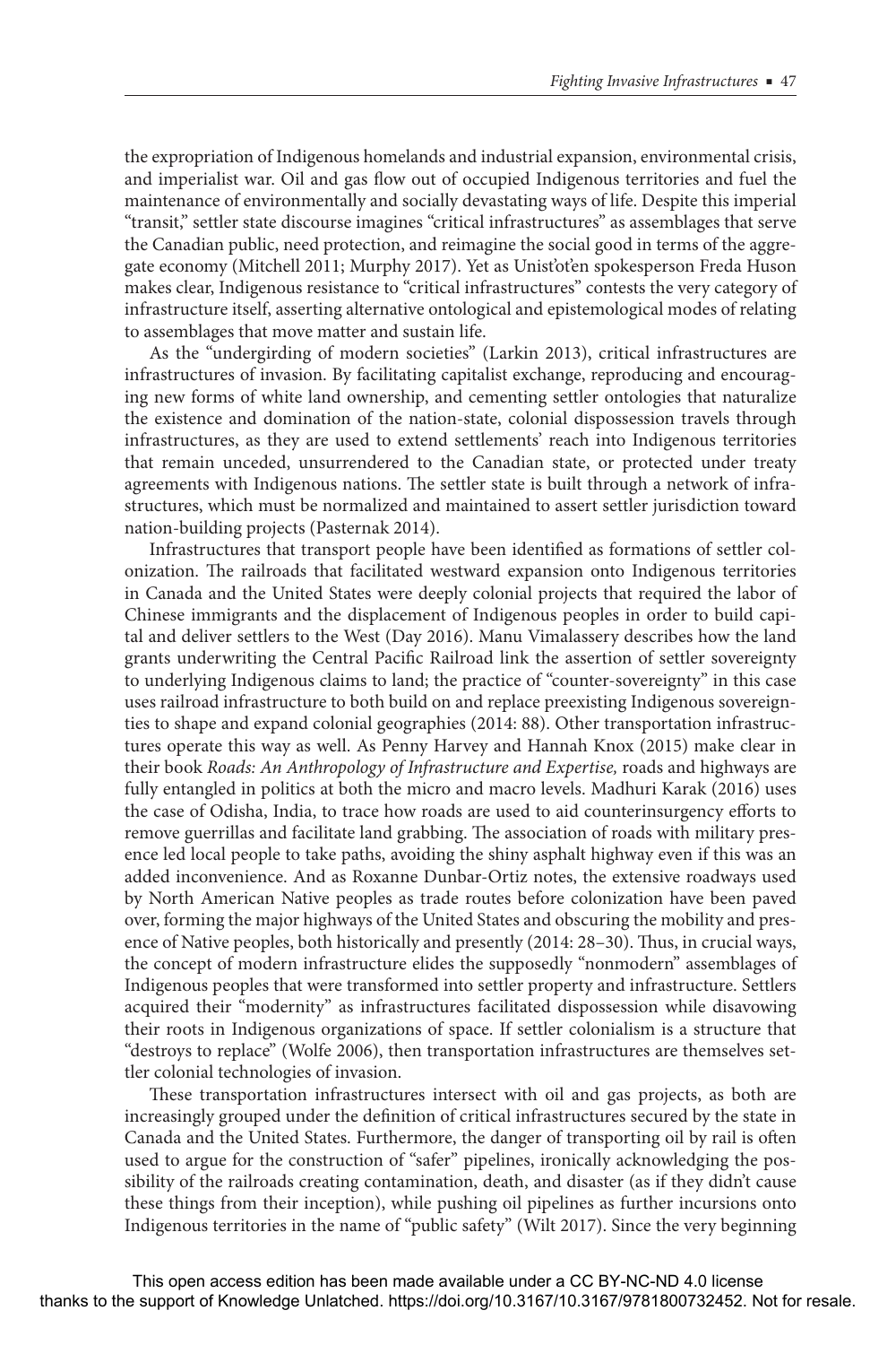the expropriation of Indigenous homelands and industrial expansion, environmental crisis, and imperialist war. Oil and gas flow out of occupied Indigenous territories and fuel the maintenance of environmentally and socially devastating ways of life. Despite this imperial "transit," settler state discourse imagines "critical infrastructures" as assemblages that serve the Canadian public, need protection, and reimagine the social good in terms of the aggregate economy (Mitchell 2011; Murphy 2017). Yet as Unist'ot'en spokesperson Freda Huson makes clear, Indigenous resistance to "critical infrastructures" contests the very category of infrastructure itself, asserting alternative ontological and epistemological modes of relating to assemblages that move matter and sustain life.

As the "undergirding of modern societies" (Larkin 2013), critical infrastructures are infrastructures of invasion. By facilitating capitalist exchange, reproducing and encouraging new forms of white land ownership, and cementing settler ontologies that naturalize the existence and domination of the nation-state, colonial dispossession travels through infrastructures, as they are used to extend settlements' reach into Indigenous territories that remain unceded, unsurrendered to the Canadian state, or protected under treaty agreements with Indigenous nations. The settler state is built through a network of infrastructures, which must be normalized and maintained to assert settler jurisdiction toward nation-building projects (Pasternak 2014).

Infrastructures that transport people have been identified as formations of settler colonization. The railroads that facilitated westward expansion onto Indigenous territories in Canada and the United States were deeply colonial projects that required the labor of Chinese immigrants and the displacement of Indigenous peoples in order to build capital and deliver settlers to the West (Day 2016). Manu Vimalassery describes how the land grants underwriting the Central Pacific Railroad link the assertion of settler sovereignty to underlying Indigenous claims to land; the practice of "counter-sovereignty" in this case uses railroad infrastructure to both build on and replace preexisting Indigenous sovereignties to shape and expand colonial geographies (2014: 88). Other transportation infrastructures operate this way as well. As Penny Harvey and Hannah Knox (2015) make clear in their book *Roads: An Anthropology of Infrastructure and Expertise,* roads and highways are fully entangled in politics at both the micro and macro levels. Madhuri Karak (2016) uses the case of Odisha, India, to trace how roads are used to aid counterinsurgency efforts to remove guerrillas and facilitate land grabbing. The association of roads with military presence led local people to take paths, avoiding the shiny asphalt highway even if this was an added inconvenience. And as Roxanne Dunbar-Ortiz notes, the extensive roadways used by North American Native peoples as trade routes before colonization have been paved over, forming the major highways of the United States and obscuring the mobility and presence of Native peoples, both historically and presently (2014: 28–30). Thus, in crucial ways, the concept of modern infrastructure elides the supposedly "nonmodern" assemblages of Indigenous peoples that were transformed into settler property and infrastructure. Settlers acquired their "modernity" as infrastructures facilitated dispossession while disavowing their roots in Indigenous organizations of space. If settler colonialism is a structure that "destroys to replace" (Wolfe 2006), then transportation infrastructures are themselves settler colonial technologies of invasion.

These transportation infrastructures intersect with oil and gas projects, as both are increasingly grouped under the definition of critical infrastructures secured by the state in Canada and the United States. Furthermore, the danger of transporting oil by rail is often used to argue for the construction of "safer" pipelines, ironically acknowledging the possibility of the railroads creating contamination, death, and disaster (as if they didn't cause these things from their inception), while pushing oil pipelines as further incursions onto Indigenous territories in the name of "public safety" (Wilt 2017). Since the very beginning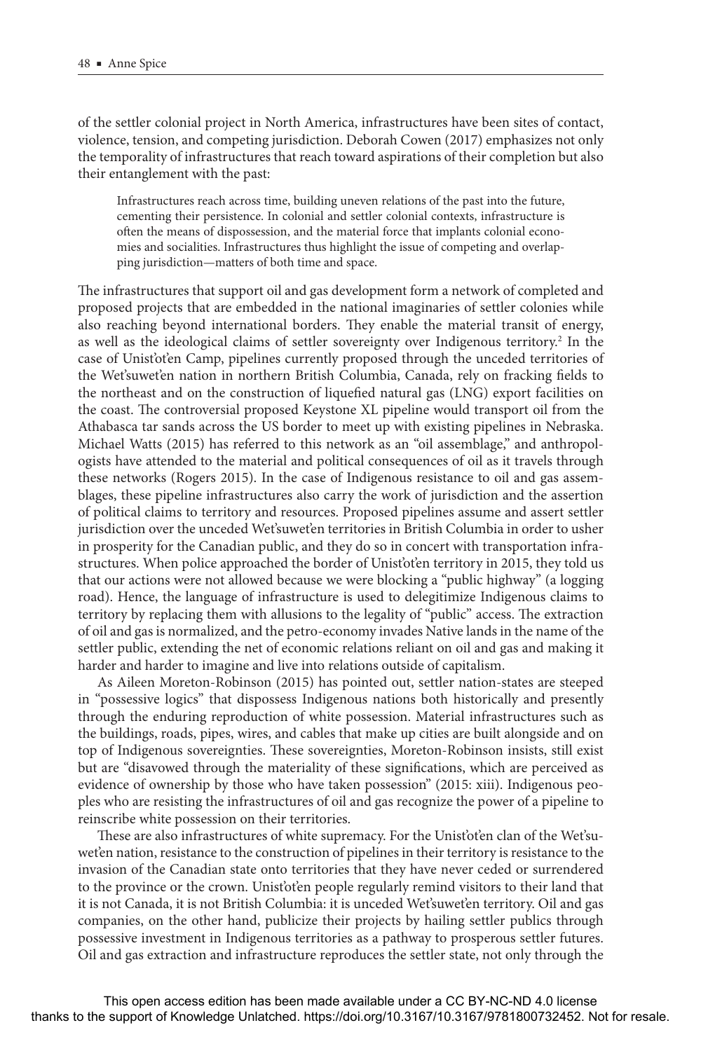of the settler colonial project in North America, infrastructures have been sites of contact, violence, tension, and competing jurisdiction. Deborah Cowen (2017) emphasizes not only the temporality of infrastructures that reach toward aspirations of their completion but also their entanglement with the past:

> Infrastructures reach across time, building uneven relations of the past into the future, cementing their persistence. In colonial and settler colonial contexts, infrastructure is often the means of dispossession, and the material force that implants colonial economies and socialities. Infrastructures thus highlight the issue of competing and overlapping jurisdiction—matters of both time and space.

The infrastructures that support oil and gas development form a network of completed and proposed projects that are embedded in the national imaginaries of settler colonies while also reaching beyond international borders. They enable the material transit of energy, as well as the ideological claims of settler sovereignty over Indigenous territory.[2] In the case of Unist'ot'en Camp, pipelines currently proposed through the unceded territories of the Wet'suwet'en nation in northern British Columbia, Canada, rely on fracking fields to the northeast and on the construction of liquefied natural gas (LNG) export facilities on the coast. The controversial proposed Keystone XL pipeline would transport oil from the Athabasca tar sands across the US border to meet up with existing pipelines in Nebraska. Michael Watts (2015) has referred to this network as an "oil assemblage," and anthropologists have attended to the material and political consequences of oil as it travels through these networks (Rogers 2015). In the case of Indigenous resistance to oil and gas assemblages, these pipeline infrastructures also carry the work of jurisdiction and the assertion of political claims to territory and resources. Proposed pipelines assume and assert settler jurisdiction over the unceded Wet'suwet'en territories in British Columbia in order to usher in prosperity for the Canadian public, and they do so in concert with transportation infrastructures. When police approached the border of Unist'ot'en territory in 2015, they told us that our actions were not allowed because we were blocking a "public highway" (a logging road). Hence, the language of infrastructure is used to delegitimize Indigenous claims to territory by replacing them with allusions to the legality of "public" access. The extraction of oil and gas is normalized, and the petro-economy invades Native lands in the name of the settler public, extending the net of economic relations reliant on oil and gas and making it harder and harder to imagine and live into relations outside of capitalism.

As Aileen Moreton-Robinson (2015) has pointed out, settler nation-states are steeped in "possessive logics" that dispossess Indigenous nations both historically and presently through the enduring reproduction of white possession. Material infrastructures such as the buildings, roads, pipes, wires, and cables that make up cities are built alongside and on top of Indigenous sovereignties. These sovereignties, Moreton-Robinson insists, still exist but are "disavowed through the materiality of these significations, which are perceived as evidence of ownership by those who have taken possession" (2015: xiii). Indigenous peoples who are resisting the infrastructures of oil and gas recognize the power of a pipeline to reinscribe white possession on their territories.

These are also infrastructures of white supremacy. For the Unist'ot'en clan of the Wet'suwet'en nation, resistance to the construction of pipelines in their territory is resistance to the invasion of the Canadian state onto territories that they have never ceded or surrendered to the province or the crown. Unist'ot'en people regularly remind visitors to their land that it is not Canada, it is not British Columbia: it is unceded Wet'suwet'en territory. Oil and gas companies, on the other hand, publicize their projects by hailing settler publics through possessive investment in Indigenous territories as a pathway to prosperous settler futures. Oil and gas extraction and infrastructure reproduces the settler state, not only through the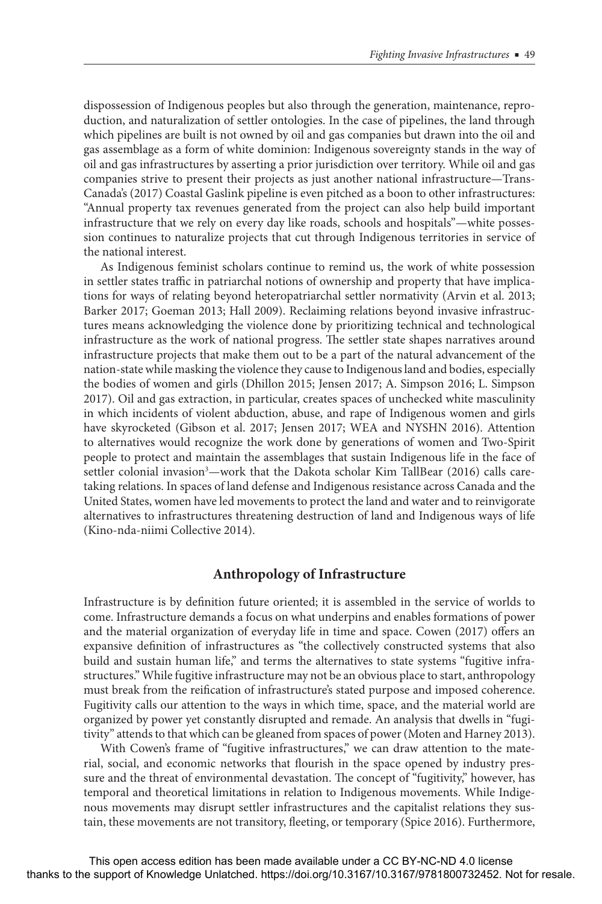dispossession of Indigenous peoples but also through the generation, maintenance, reproduction, and naturalization of settler ontologies. In the case of pipelines, the land through which pipelines are built is not owned by oil and gas companies but drawn into the oil and gas assemblage as a form of white dominion: Indigenous sovereignty stands in the way of oil and gas infrastructures by asserting a prior jurisdiction over territory. While oil and gas companies strive to present their projects as just another national infrastructure—TransCanada's (2017) Coastal Gaslink pipeline is even pitched as a boon to other infrastructures: "Annual property tax revenues generated from the project can also help build important infrastructure that we rely on every day like roads, schools and hospitals"—white possession continues to naturalize projects that cut through Indigenous territories in service of the national interest.

As Indigenous feminist scholars continue to remind us, the work of white possession in settler states traffic in patriarchal notions of ownership and property that have implications for ways of relating beyond heteropatriarchal settler normativity (Arvin et al. 2013; Barker 2017; Goeman 2013; Hall 2009). Reclaiming relations beyond invasive infrastructures means acknowledging the violence done by prioritizing technical and technological infrastructure as the work of national progress. The settler state shapes narratives around infrastructure projects that make them out to be a part of the natural advancement of the nation-state while masking the violence they cause to Indigenous land and bodies, especially the bodies of women and girls (Dhillon 2015; Jensen 2017; A. Simpson 2016; L. Simpson 2017). Oil and gas extraction, in particular, creates spaces of unchecked white masculinity in which incidents of violent abduction, abuse, and rape of Indigenous women and girls have skyrocketed (Gibson et al. 2017; Jensen 2017; WEA and NYSHN 2016). Attention to alternatives would recognize the work done by generations of women and Two-Spirit people to protect and maintain the assemblages that sustain Indigenous life in the face of settler colonial invasion[3]—work that the Dakota scholar Kim TallBear (2016) calls caretaking relations. In spaces of land defense and Indigenous resistance across Canada and the United States, women have led movements to protect the land and water and to reinvigorate alternatives to infrastructures threatening destruction of land and Indigenous ways of life (Kino-nda-niimi Collective 2014).

## Anthropology of Infrastructure

Infrastructure is by definition future oriented; it is assembled in the service of worlds to come. Infrastructure demands a focus on what underpins and enables formations of power and the material organization of everyday life in time and space. Cowen (2017) offers an expansive definition of infrastructures as "the collectively constructed systems that also build and sustain human life," and terms the alternatives to state systems "fugitive infrastructures." While fugitive infrastructure may not be an obvious place to start, anthropology must break from the reification of infrastructure's stated purpose and imposed coherence. Fugitivity calls our attention to the ways in which time, space, and the material world are organized by power yet constantly disrupted and remade. An analysis that dwells in "fugitivity" attends to that which can be gleaned from spaces of power (Moten and Harney 2013).

With Cowen's frame of "fugitive infrastructures," we can draw attention to the material, social, and economic networks that flourish in the space opened by industry pressure and the threat of environmental devastation. The concept of "fugitivity," however, has temporal and theoretical limitations in relation to Indigenous movements. While Indigenous movements may disrupt settler infrastructures and the capitalist relations they sustain, these movements are not transitory, fleeting, or temporary (Spice 2016). Furthermore,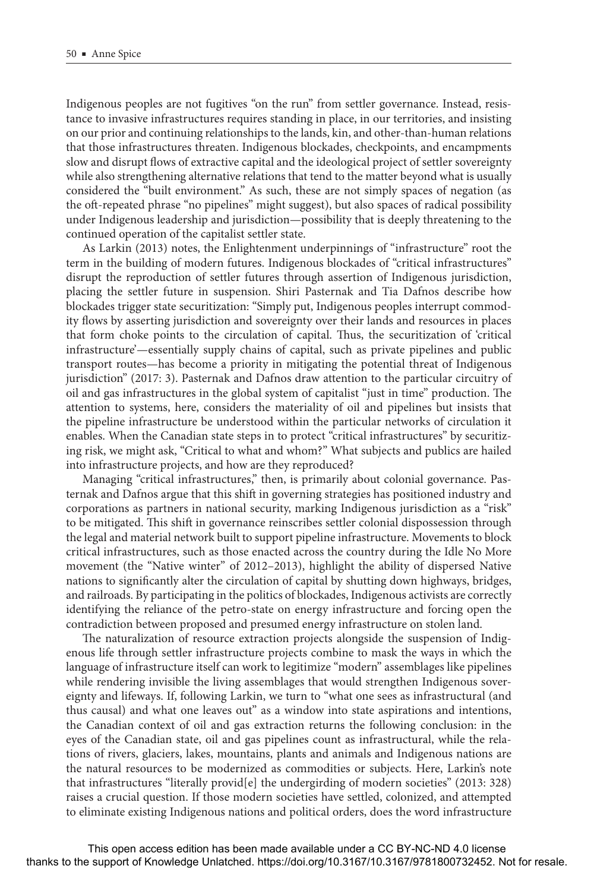Indigenous peoples are not fugitives "on the run" from settler governance. Instead, resistance to invasive infrastructures requires standing in place, in our territories, and insisting on our prior and continuing relationships to the lands, kin, and other-than-human relations that those infrastructures threaten. Indigenous blockades, checkpoints, and encampments slow and disrupt flows of extractive capital and the ideological project of settler sovereignty while also strengthening alternative relations that tend to the matter beyond what is usually considered the "built environment." As such, these are not simply spaces of negation (as the oft-repeated phrase "no pipelines" might suggest), but also spaces of radical possibility under Indigenous leadership and jurisdiction—possibility that is deeply threatening to the continued operation of the capitalist settler state.

As Larkin (2013) notes, the Enlightenment underpinnings of "infrastructure" root the term in the building of modern futures. Indigenous blockades of "critical infrastructures" disrupt the reproduction of settler futures through assertion of Indigenous jurisdiction, placing the settler future in suspension. Shiri Pasternak and Tia Dafnos describe how blockades trigger state securitization: "Simply put, Indigenous peoples interrupt commodity flows by asserting jurisdiction and sovereignty over their lands and resources in places that form choke points to the circulation of capital. Thus, the securitization of 'critical infrastructure'—essentially supply chains of capital, such as private pipelines and public transport routes—has become a priority in mitigating the potential threat of Indigenous jurisdiction" (2017: 3). Pasternak and Dafnos draw attention to the particular circuitry of oil and gas infrastructures in the global system of capitalist "just in time" production. The attention to systems, here, considers the materiality of oil and pipelines but insists that the pipeline infrastructure be understood within the particular networks of circulation it enables. When the Canadian state steps in to protect "critical infrastructures" by securitizing risk, we might ask, "Critical to what and whom?" What subjects and publics are hailed into infrastructure projects, and how are they reproduced?

Managing "critical infrastructures," then, is primarily about colonial governance. Pasternak and Dafnos argue that this shift in governing strategies has positioned industry and corporations as partners in national security, marking Indigenous jurisdiction as a "risk" to be mitigated. This shift in governance reinscribes settler colonial dispossession through the legal and material network built to support pipeline infrastructure. Movements to block critical infrastructures, such as those enacted across the country during the Idle No More movement (the "Native winter" of 2012–2013), highlight the ability of dispersed Native nations to significantly alter the circulation of capital by shutting down highways, bridges, and railroads. By participating in the politics of blockades, Indigenous activists are correctly identifying the reliance of the petro-state on energy infrastructure and forcing open the contradiction between proposed and presumed energy infrastructure on stolen land.

The naturalization of resource extraction projects alongside the suspension of Indigenous life through settler infrastructure projects combine to mask the ways in which the language of infrastructure itself can work to legitimize "modern" assemblages like pipelines while rendering invisible the living assemblages that would strengthen Indigenous sovereignty and lifeways. If, following Larkin, we turn to "what one sees as infrastructural (and thus causal) and what one leaves out" as a window into state aspirations and intentions, the Canadian context of oil and gas extraction returns the following conclusion: in the eyes of the Canadian state, oil and gas pipelines count as infrastructural, while the relations of rivers, glaciers, lakes, mountains, plants and animals and Indigenous nations are the natural resources to be modernized as commodities or subjects. Here, Larkin's note that infrastructures "literally provid[e] the undergirding of modern societies" (2013: 328) raises a crucial question. If those modern societies have settled, colonized, and attempted to eliminate existing Indigenous nations and political orders, does the word infrastructure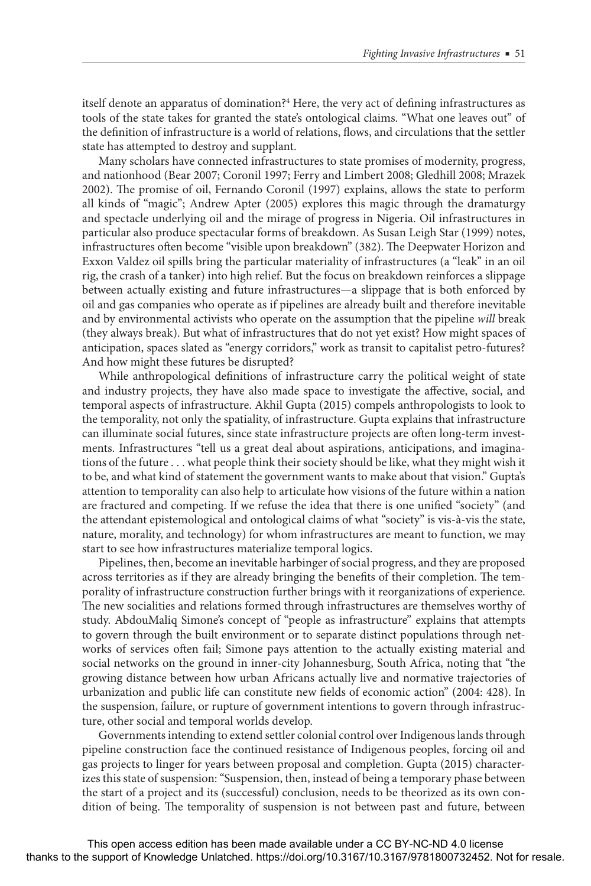itself denote an apparatus of domination?[4] Here, the very act of defining infrastructures as tools of the state takes for granted the state's ontological claims. "What one leaves out" of the definition of infrastructure is a world of relations, flows, and circulations that the settler state has attempted to destroy and supplant.

Many scholars have connected infrastructures to state promises of modernity, progress, and nationhood (Bear 2007; Coronil 1997; Ferry and Limbert 2008; Gledhill 2008; Mrazek 2002). The promise of oil, Fernando Coronil (1997) explains, allows the state to perform all kinds of "magic"; Andrew Apter (2005) explores this magic through the dramaturgy and spectacle underlying oil and the mirage of progress in Nigeria. Oil infrastructures in particular also produce spectacular forms of breakdown. As Susan Leigh Star (1999) notes, infrastructures often become "visible upon breakdown" (382). The Deepwater Horizon and Exxon Valdez oil spills bring the particular materiality of infrastructures (a "leak" in an oil rig, the crash of a tanker) into high relief. But the focus on breakdown reinforces a slippage between actually existing and future infrastructures—a slippage that is both enforced by oil and gas companies who operate as if pipelines are already built and therefore inevitable and by environmental activists who operate on the assumption that the pipeline *will* break (they always break). But what of infrastructures that do not yet exist? How might spaces of anticipation, spaces slated as "energy corridors," work as transit to capitalist petro-futures? And how might these futures be disrupted?

While anthropological definitions of infrastructure carry the political weight of state and industry projects, they have also made space to investigate the affective, social, and temporal aspects of infrastructure. Akhil Gupta (2015) compels anthropologists to look to the temporality, not only the spatiality, of infrastructure. Gupta explains that infrastructure can illuminate social futures, since state infrastructure projects are often long-term investments. Infrastructures "tell us a great deal about aspirations, anticipations, and imaginations of the future . . . what people think their society should be like, what they might wish it to be, and what kind of statement the government wants to make about that vision." Gupta's attention to temporality can also help to articulate how visions of the future within a nation are fractured and competing. If we refuse the idea that there is one unified "society" (and the attendant epistemological and ontological claims of what "society" is vis-à-vis the state, nature, morality, and technology) for whom infrastructures are meant to function, we may start to see how infrastructures materialize temporal logics.

Pipelines, then, become an inevitable harbinger of social progress, and they are proposed across territories as if they are already bringing the benefits of their completion. The temporality of infrastructure construction further brings with it reorganizations of experience. The new socialities and relations formed through infrastructures are themselves worthy of study. AbdouMaliq Simone's concept of "people as infrastructure" explains that attempts to govern through the built environment or to separate distinct populations through networks of services often fail; Simone pays attention to the actually existing material and social networks on the ground in inner-city Johannesburg, South Africa, noting that "the growing distance between how urban Africans actually live and normative trajectories of urbanization and public life can constitute new fields of economic action" (2004: 428). In the suspension, failure, or rupture of government intentions to govern through infrastructure, other social and temporal worlds develop.

Governments intending to extend settler colonial control over Indigenous lands through pipeline construction face the continued resistance of Indigenous peoples, forcing oil and gas projects to linger for years between proposal and completion. Gupta (2015) characterizes this state of suspension: "Suspension, then, instead of being a temporary phase between the start of a project and its (successful) conclusion, needs to be theorized as its own condition of being. The temporality of suspension is not between past and future, between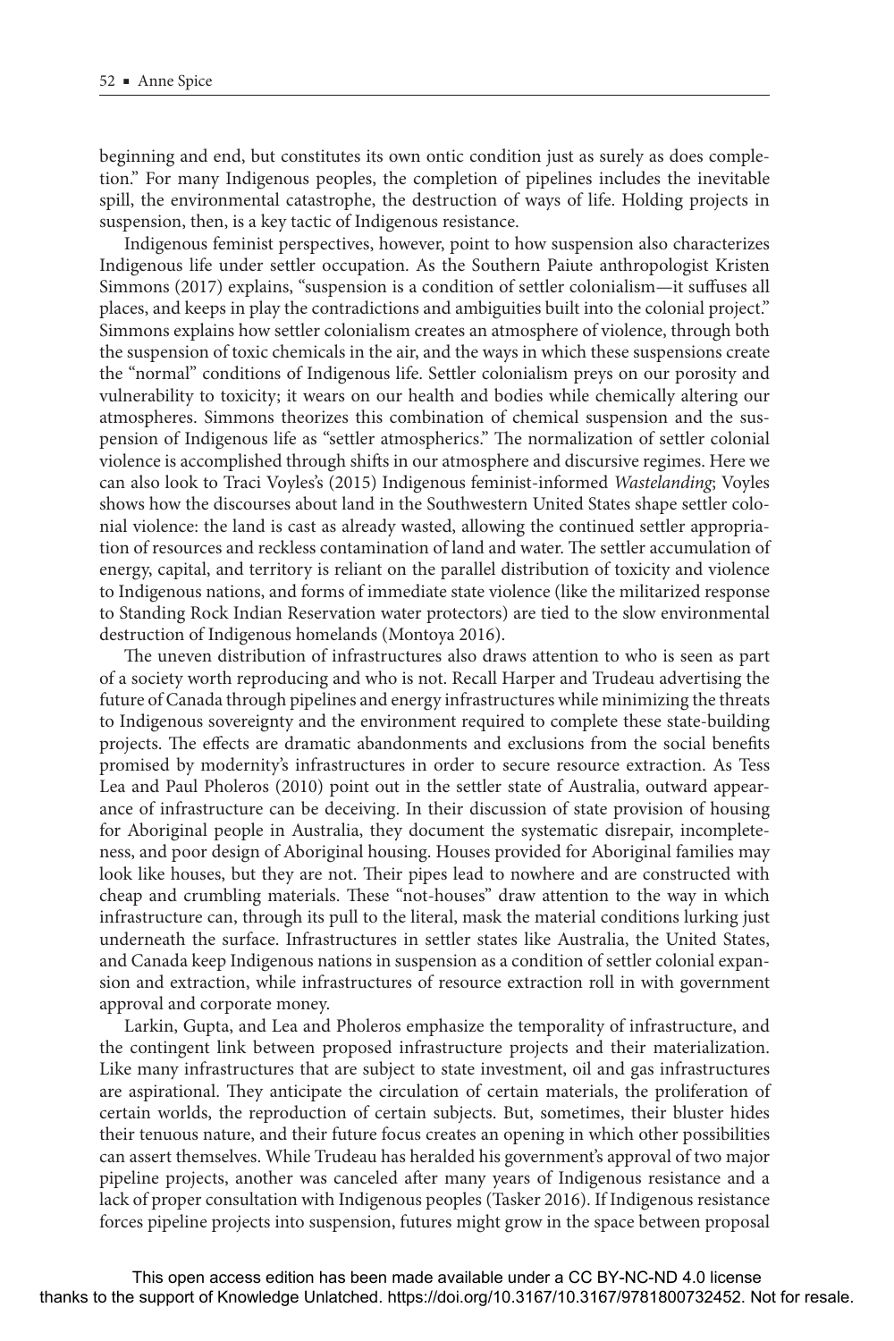beginning and end, but constitutes its own ontic condition just as surely as does completion." For many Indigenous peoples, the completion of pipelines includes the inevitable spill, the environmental catastrophe, the destruction of ways of life. Holding projects in suspension, then, is a key tactic of Indigenous resistance.

Indigenous feminist perspectives, however, point to how suspension also characterizes Indigenous life under settler occupation. As the Southern Paiute anthropologist Kristen Simmons (2017) explains, "suspension is a condition of settler colonialism—it suffuses all places, and keeps in play the contradictions and ambiguities built into the colonial project." Simmons explains how settler colonialism creates an atmosphere of violence, through both the suspension of toxic chemicals in the air, and the ways in which these suspensions create the "normal" conditions of Indigenous life. Settler colonialism preys on our porosity and vulnerability to toxicity; it wears on our health and bodies while chemically altering our atmospheres. Simmons theorizes this combination of chemical suspension and the suspension of Indigenous life as "settler atmospherics." The normalization of settler colonial violence is accomplished through shifts in our atmosphere and discursive regimes. Here we can also look to Traci Voyles's (2015) Indigenous feminist-informed *Wastelanding*; Voyles shows how the discourses about land in the Southwestern United States shape settler colonial violence: the land is cast as already wasted, allowing the continued settler appropriation of resources and reckless contamination of land and water. The settler accumulation of energy, capital, and territory is reliant on the parallel distribution of toxicity and violence to Indigenous nations, and forms of immediate state violence (like the militarized response to Standing Rock Indian Reservation water protectors) are tied to the slow environmental destruction of Indigenous homelands (Montoya 2016).

The uneven distribution of infrastructures also draws attention to who is seen as part of a society worth reproducing and who is not. Recall Harper and Trudeau advertising the future of Canada through pipelines and energy infrastructures while minimizing the threats to Indigenous sovereignty and the environment required to complete these state-building projects. The effects are dramatic abandonments and exclusions from the social benefits promised by modernity's infrastructures in order to secure resource extraction. As Tess Lea and Paul Pholeros (2010) point out in the settler state of Australia, outward appearance of infrastructure can be deceiving. In their discussion of state provision of housing for Aboriginal people in Australia, they document the systematic disrepair, incompleteness, and poor design of Aboriginal housing. Houses provided for Aboriginal families may look like houses, but they are not. Their pipes lead to nowhere and are constructed with cheap and crumbling materials. These "not-houses" draw attention to the way in which infrastructure can, through its pull to the literal, mask the material conditions lurking just underneath the surface. Infrastructures in settler states like Australia, the United States, and Canada keep Indigenous nations in suspension as a condition of settler colonial expansion and extraction, while infrastructures of resource extraction roll in with government approval and corporate money.

Larkin, Gupta, and Lea and Pholeros emphasize the temporality of infrastructure, and the contingent link between proposed infrastructure projects and their materialization. Like many infrastructures that are subject to state investment, oil and gas infrastructures are aspirational. They anticipate the circulation of certain materials, the proliferation of certain worlds, the reproduction of certain subjects. But, sometimes, their bluster hides their tenuous nature, and their future focus creates an opening in which other possibilities can assert themselves. While Trudeau has heralded his government's approval of two major pipeline projects, another was canceled after many years of Indigenous resistance and a lack of proper consultation with Indigenous peoples (Tasker 2016). If Indigenous resistance forces pipeline projects into suspension, futures might grow in the space between proposal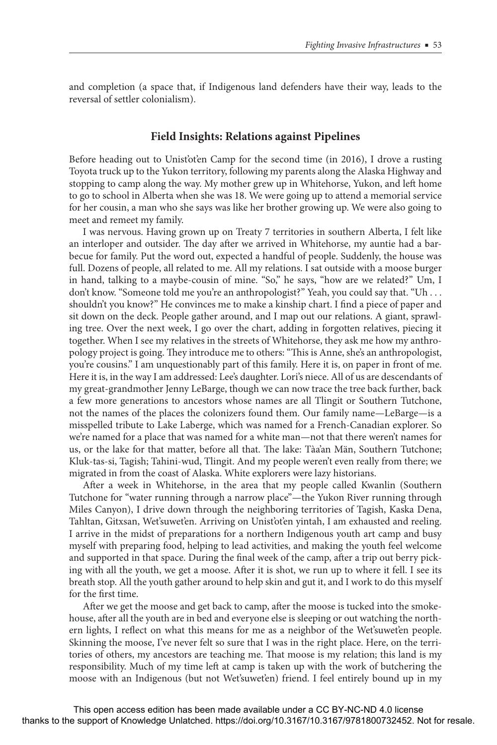and completion (a space that, if Indigenous land defenders have their way, leads to the reversal of settler colonialism).

## Field Insights: Relations against Pipelines

Before heading out to Unist'ot'en Camp for the second time (in 2016), I drove a rusting Toyota truck up to the Yukon territory, following my parents along the Alaska Highway and stopping to camp along the way. My mother grew up in Whitehorse, Yukon, and left home to go to school in Alberta when she was 18. We were going up to attend a memorial service for her cousin, a man who she says was like her brother growing up. We were also going to meet and remeet my family.

I was nervous. Having grown up on Treaty 7 territories in southern Alberta, I felt like an interloper and outsider. The day after we arrived in Whitehorse, my auntie had a barbecue for family. Put the word out, expected a handful of people. Suddenly, the house was full. Dozens of people, all related to me. All my relations. I sat outside with a moose burger in hand, talking to a maybe-cousin of mine. "So," he says, "how are we related?" Um, I don't know. "Someone told me you're an anthropologist?" Yeah, you could say that. "Uh . . . shouldn't you know?" He convinces me to make a kinship chart. I find a piece of paper and sit down on the deck. People gather around, and I map out our relations. A giant, sprawling tree. Over the next week, I go over the chart, adding in forgotten relatives, piecing it together. When I see my relatives in the streets of Whitehorse, they ask me how my anthropology project is going. They introduce me to others: "This is Anne, she's an anthropologist, you're cousins." I am unquestionably part of this family. Here it is, on paper in front of me. Here it is, in the way I am addressed: Lee's daughter. Lori's niece. All of us are descendants of my great-grandmother Jenny LeBarge, though we can now trace the tree back further, back a few more generations to ancestors whose names are all Tlingit or Southern Tutchone, not the names of the places the colonizers found them. Our family name—LeBarge—is a misspelled tribute to Lake Laberge, which was named for a French-Canadian explorer. So we're named for a place that was named for a white man—not that there weren't names for us, or the lake for that matter, before all that. The lake: Tàa'an Män, Southern Tutchone; Kluk-tas-si, Tagish; Tahini-wud, Tlingit. And my people weren't even really from there; we migrated in from the coast of Alaska. White explorers were lazy historians.

After a week in Whitehorse, in the area that my people called Kwanlin (Southern Tutchone for "water running through a narrow place"—the Yukon River running through Miles Canyon), I drive down through the neighboring territories of Tagish, Kaska Dena, Tahltan, Gitxsan, Wet'suwet'en. Arriving on Unist'ot'en yintah, I am exhausted and reeling. I arrive in the midst of preparations for a northern Indigenous youth art camp and busy myself with preparing food, helping to lead activities, and making the youth feel welcome and supported in that space. During the final week of the camp, after a trip out berry picking with all the youth, we get a moose. After it is shot, we run up to where it fell. I see its breath stop. All the youth gather around to help skin and gut it, and I work to do this myself for the first time.

After we get the moose and get back to camp, after the moose is tucked into the smokehouse, after all the youth are in bed and everyone else is sleeping or out watching the northern lights, I reflect on what this means for me as a neighbor of the Wet'suwet'en people. Skinning the moose, I've never felt so sure that I was in the right place. Here, on the territories of others, my ancestors are teaching me. That moose is my relation; this land is my responsibility. Much of my time left at camp is taken up with the work of butchering the moose with an Indigenous (but not Wet'suwet'en) friend. I feel entirely bound up in my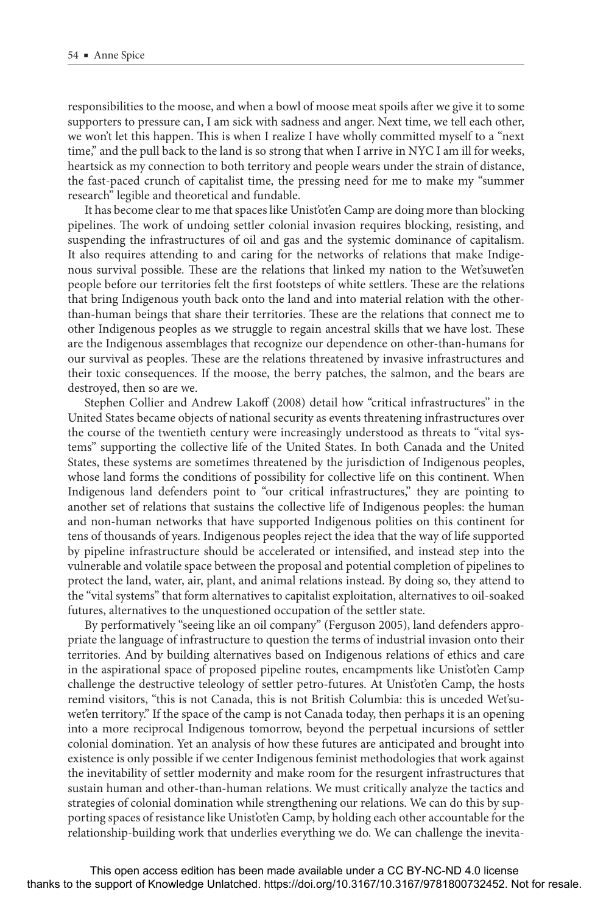responsibilities to the moose, and when a bowl of moose meat spoils after we give it to some supporters to pressure can, I am sick with sadness and anger. Next time, we tell each other, we won't let this happen. This is when I realize I have wholly committed myself to a "next time," and the pull back to the land is so strong that when I arrive in NYC I am ill for weeks, heartsick as my connection to both territory and people wears under the strain of distance, the fast-paced crunch of capitalist time, the pressing need for me to make my "summer research" legible and theoretical and fundable.

It has become clear to me that spaces like Unist'ot'en Camp are doing more than blocking pipelines. The work of undoing settler colonial invasion requires blocking, resisting, and suspending the infrastructures of oil and gas and the systemic dominance of capitalism. It also requires attending to and caring for the networks of relations that make Indigenous survival possible. These are the relations that linked my nation to the Wet'suwet'en people before our territories felt the first footsteps of white settlers. These are the relations that bring Indigenous youth back onto the land and into material relation with the other-than-human beings that share their territories. These are the relations that connect me to other Indigenous peoples as we struggle to regain ancestral skills that we have lost. These are the Indigenous assemblages that recognize our dependence on other-than-humans for our survival as peoples. These are the relations threatened by invasive infrastructures and their toxic consequences. If the moose, the berry patches, the salmon, and the bears are destroyed, then so are we.

Stephen Collier and Andrew Lakoff (2008) detail how "critical infrastructures" in the United States became objects of national security as events threatening infrastructures over the course of the twentieth century were increasingly understood as threats to "vital systems" supporting the collective life of the United States. In both Canada and the United States, these systems are sometimes threatened by the jurisdiction of Indigenous peoples, whose land forms the conditions of possibility for collective life on this continent. When Indigenous land defenders point to "our critical infrastructures," they are pointing to another set of relations that sustains the collective life of Indigenous peoples: the human and non-human networks that have supported Indigenous polities on this continent for tens of thousands of years. Indigenous peoples reject the idea that the way of life supported by pipeline infrastructure should be accelerated or intensified, and instead step into the vulnerable and volatile space between the proposal and potential completion of pipelines to protect the land, water, air, plant, and animal relations instead. By doing so, they attend to the "vital systems" that form alternatives to capitalist exploitation, alternatives to oil-soaked futures, alternatives to the unquestioned occupation of the settler state.

By performatively "seeing like an oil company" (Ferguson 2005), land defenders appropriate the language of infrastructure to question the terms of industrial invasion onto their territories. And by building alternatives based on Indigenous relations of ethics and care in the aspirational space of proposed pipeline routes, encampments like Unist'ot'en Camp challenge the destructive teleology of settler petro-futures. At Unist'ot'en Camp, the hosts remind visitors, "this is not Canada, this is not British Columbia: this is unceded Wet'suwet'en territory." If the space of the camp is not Canada today, then perhaps it is an opening into a more reciprocal Indigenous tomorrow, beyond the perpetual incursions of settler colonial domination. Yet an analysis of how these futures are anticipated and brought into existence is only possible if we center Indigenous feminist methodologies that work against the inevitability of settler modernity and make room for the resurgent infrastructures that sustain human and other-than-human relations. We must critically analyze the tactics and strategies of colonial domination while strengthening our relations. We can do this by supporting spaces of resistance like Unist'ot'en Camp, by holding each other accountable for the relationship-building work that underlies everything we do. We can challenge the inevita-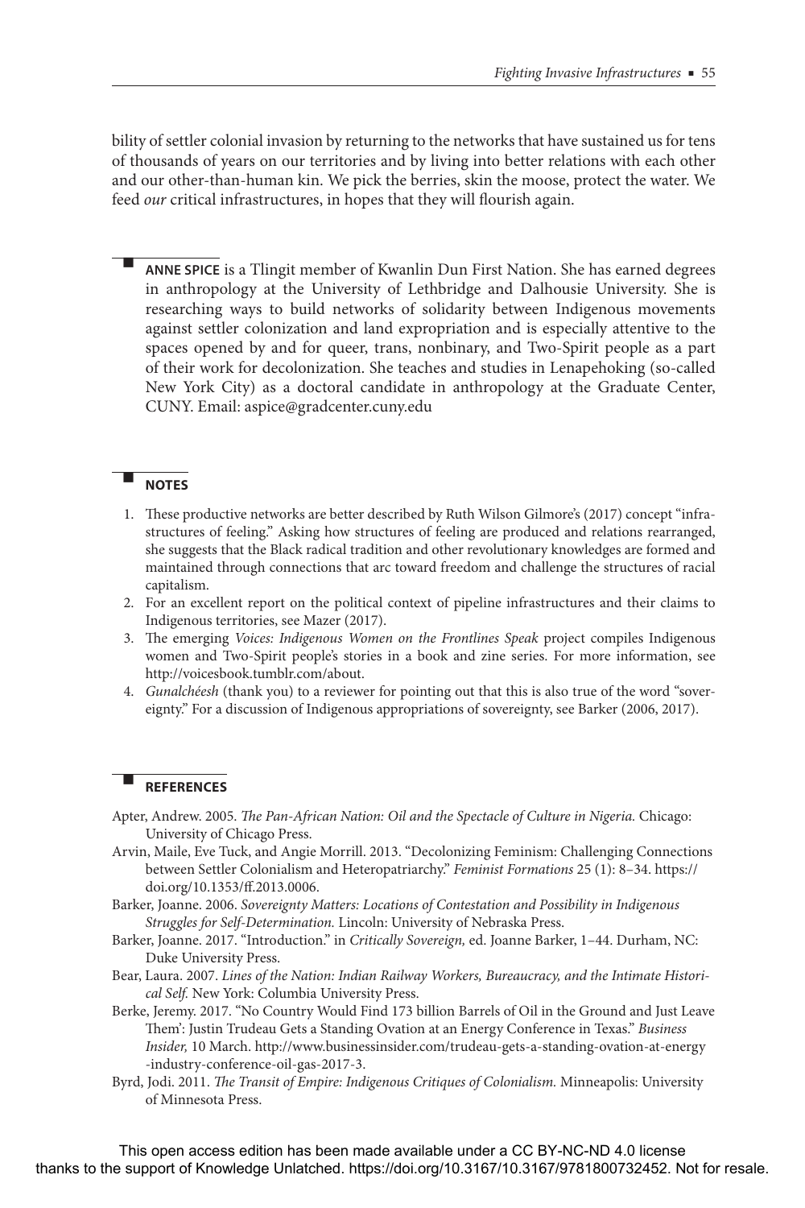bility of settler colonial invasion by returning to the networks that have sustained us for tens of thousands of years on our territories and by living into better relations with each other and our other-than-human kin. We pick the berries, skin the moose, protect the water. We feed *our* critical infrastructures, in hopes that they will flourish again.

**ANNE SPICE** is a Tlingit member of Kwanlin Dun First Nation. She has earned degrees in anthropology at the University of Lethbridge and Dalhousie University. She is researching ways to build networks of solidarity between Indigenous movements against settler colonization and land expropriation and is especially attentive to the spaces opened by and for queer, trans, nonbinary, and Two-Spirit people as a part of their work for decolonization. She teaches and studies in Lenapehoking (so-called New York City) as a doctoral candidate in anthropology at the Graduate Center, CUNY. Email: aspice@gradcenter.cuny.edu

## NOTES

1. These productive networks are better described by Ruth Wilson Gilmore's (2017) concept "infrastructures of feeling." Asking how structures of feeling are produced and relations rearranged, she suggests that the Black radical tradition and other revolutionary knowledges are formed and maintained through connections that arc toward freedom and challenge the structures of racial capitalism.
2. For an excellent report on the political context of pipeline infrastructures and their claims to Indigenous territories, see Mazer (2017).
3. The emerging *Voices: Indigenous Women on the Frontlines Speak* project compiles Indigenous women and Two-Spirit people's stories in a book and zine series. For more information, see http://voicesbook.tumblr.com/about.
4. *Gunalchéesh* (thank you) to a reviewer for pointing out that this is also true of the word "sovereignty." For a discussion of Indigenous appropriations of sovereignty, see Barker (2006, 2017).

## REFERENCES

Apter, Andrew. 2005. *The Pan-African Nation: Oil and the Spectacle of Culture in Nigeria.* Chicago: University of Chicago Press.

Arvin, Maile, Eve Tuck, and Angie Morrill. 2013. "Decolonizing Feminism: Challenging Connections between Settler Colonialism and Heteropatriarchy." *Feminist Formations* 25 (1): 8–34. https://doi.org/10.1353/ff.2013.0006.

Barker, Joanne. 2006. *Sovereignty Matters: Locations of Contestation and Possibility in Indigenous Struggles for Self-Determination.* Lincoln: University of Nebraska Press.

Barker, Joanne. 2017. "Introduction." in *Critically Sovereign,* ed. Joanne Barker, 1–44. Durham, NC: Duke University Press.

Bear, Laura. 2007. *Lines of the Nation: Indian Railway Workers, Bureaucracy, and the Intimate Historical Self.* New York: Columbia University Press.

Berke, Jeremy. 2017. "'No Country Would Find 173 billion Barrels of Oil in the Ground and Just Leave Them': Justin Trudeau Gets a Standing Ovation at an Energy Conference in Texas." *Business Insider,* 10 March. http://www.businessinsider.com/trudeau-gets-a-standing-ovation-at-energy-industry-conference-oil-gas-2017-3.

Byrd, Jodi. 2011. *The Transit of Empire: Indigenous Critiques of Colonialism.* Minneapolis: University of Minnesota Press.

This open access edition has been made available under a CC BY-NC-ND 4.0 license thanks to the support of Knowledge Unlatched. https://doi.org/10.3167/10.3167/9781800732452. Not for resale.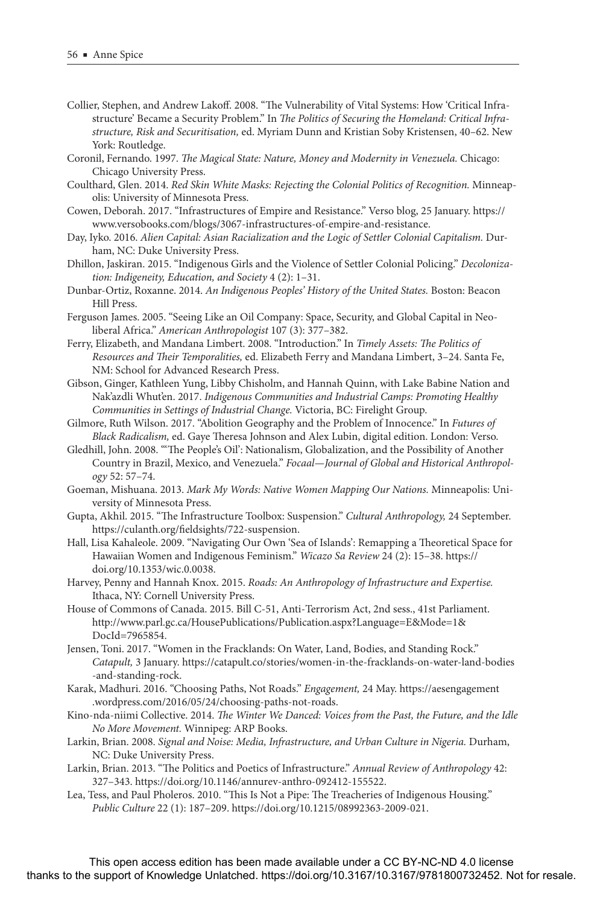Collier, Stephen, and Andrew Lakoff. 2008. "The Vulnerability of Vital Systems: How 'Critical Infrastructure' Became a Security Problem." In *The Politics of Securing the Homeland: Critical Infrastructure, Risk and Securitisation,* ed. Myriam Dunn and Kristian Soby Kristensen, 40–62. New York: Routledge.

Coronil, Fernando. 1997. *The Magical State: Nature, Money and Modernity in Venezuela.* Chicago: Chicago University Press.

Coulthard, Glen. 2014. *Red Skin White Masks: Rejecting the Colonial Politics of Recognition.* Minneapolis: University of Minnesota Press.

Cowen, Deborah. 2017. "Infrastructures of Empire and Resistance." Verso blog, 25 January. https://www.versobooks.com/blogs/3067-infrastructures-of-empire-and-resistance.

Day, Iyko. 2016. *Alien Capital: Asian Racialization and the Logic of Settler Colonial Capitalism.* Durham, NC: Duke University Press.

Dhillon, Jaskiran. 2015. "Indigenous Girls and the Violence of Settler Colonial Policing." *Decolonization: Indigeneity, Education, and Society* 4 (2): 1–31.

Dunbar-Ortiz, Roxanne. 2014. *An Indigenous Peoples' History of the United States.* Boston: Beacon Hill Press.

Ferguson James. 2005. "Seeing Like an Oil Company: Space, Security, and Global Capital in Neoliberal Africa." *American Anthropologist* 107 (3): 377–382.

Ferry, Elizabeth, and Mandana Limbert. 2008. "Introduction." In *Timely Assets: The Politics of Resources and Their Temporalities,* ed. Elizabeth Ferry and Mandana Limbert, 3–24. Santa Fe, NM: School for Advanced Research Press.

Gibson, Ginger, Kathleen Yung, Libby Chisholm, and Hannah Quinn, with Lake Babine Nation and Nak'azdli Whut'en. 2017. *Indigenous Communities and Industrial Camps: Promoting Healthy Communities in Settings of Industrial Change.* Victoria, BC: Firelight Group.

Gilmore, Ruth Wilson. 2017. "Abolition Geography and the Problem of Innocence." In *Futures of Black Radicalism,* ed. Gaye Theresa Johnson and Alex Lubin, digital edition. London: Verso.

Gledhill, John. 2008. "'The People's Oil': Nationalism, Globalization, and the Possibility of Another Country in Brazil, Mexico, and Venezuela." *Focaal—Journal of Global and Historical Anthropology* 52: 57–74.

Goeman, Mishuana. 2013. *Mark My Words: Native Women Mapping Our Nations.* Minneapolis: University of Minnesota Press.

Gupta, Akhil. 2015. "The Infrastructure Toolbox: Suspension." *Cultural Anthropology,* 24 September. https://culanth.org/fieldsights/722-suspension.

Hall, Lisa Kahaleole. 2009. "Navigating Our Own 'Sea of Islands': Remapping a Theoretical Space for Hawaiian Women and Indigenous Feminism." *Wicazo Sa Review* 24 (2): 15–38. https://doi.org/10.1353/wic.0.0038.

Harvey, Penny and Hannah Knox. 2015. *Roads: An Anthropology of Infrastructure and Expertise.* Ithaca, NY: Cornell University Press.

House of Commons of Canada. 2015. Bill C-51, Anti-Terrorism Act, 2nd sess., 41st Parliament. http://www.parl.gc.ca/HousePublications/Publication.aspx?Language=E&Mode=1&DocId=7965854.

Jensen, Toni. 2017. "Women in the Fracklands: On Water, Land, Bodies, and Standing Rock." *Catapult,* 3 January. https://catapult.co/stories/women-in-the-fracklands-on-water-land-bodies-and-standing-rock.

Karak, Madhuri. 2016. "Choosing Paths, Not Roads." *Engagement,* 24 May. https://aesengagement.wordpress.com/2016/05/24/choosing-paths-not-roads.

Kino-nda-niimi Collective. 2014. *The Winter We Danced: Voices from the Past, the Future, and the Idle No More Movement.* Winnipeg: ARP Books.

Larkin, Brian. 2008. *Signal and Noise: Media, Infrastructure, and Urban Culture in Nigeria.* Durham, NC: Duke University Press.

Larkin, Brian. 2013. "The Politics and Poetics of Infrastructure." *Annual Review of Anthropology* 42: 327–343. https://doi.org/10.1146/annurev-anthro-092412-155522.

Lea, Tess, and Paul Pholeros. 2010. "This Is Not a Pipe: The Treacheries of Indigenous Housing." *Public Culture* 22 (1): 187–209. https://doi.org/10.1215/08992363-2009-021.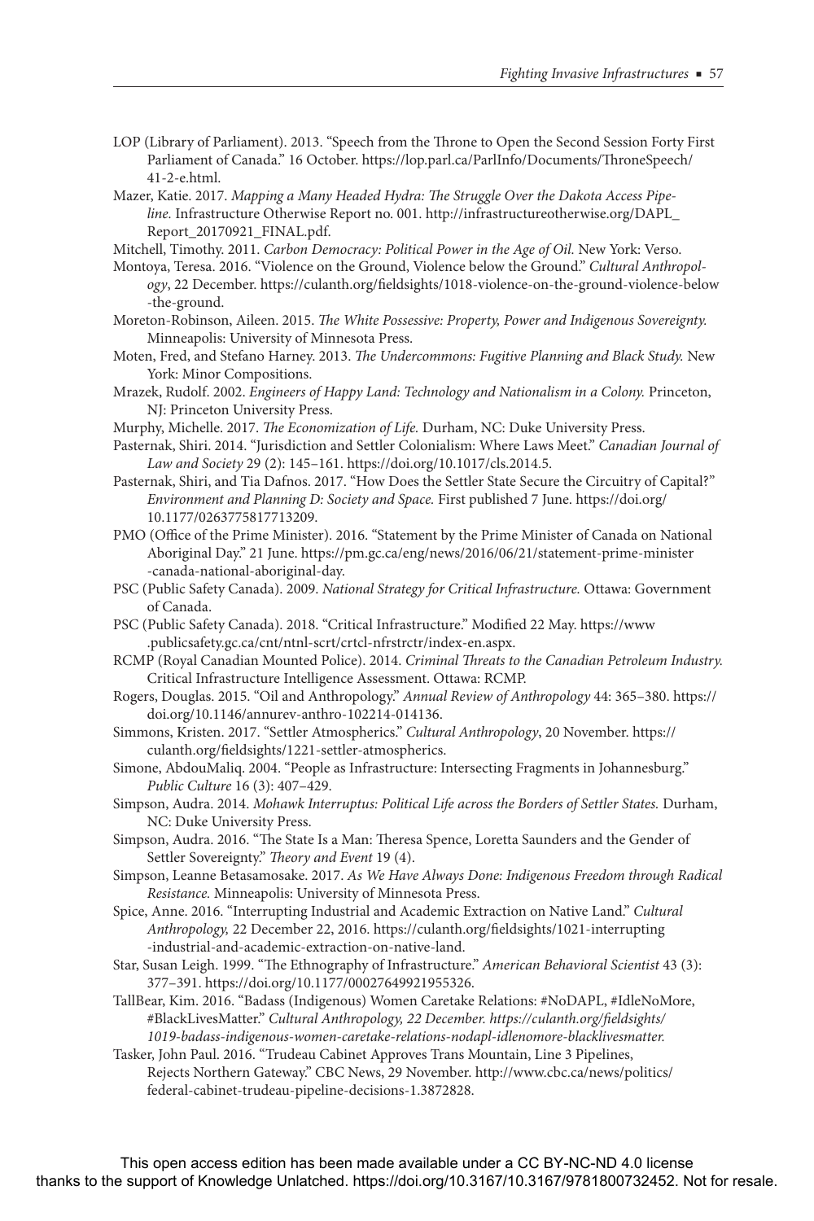LOP (Library of Parliament). 2013. "Speech from the Throne to Open the Second Session Forty First Parliament of Canada." 16 October. https://lop.parl.ca/ParlInfo/Documents/ThroneSpeech/41-2-e.html.

Mazer, Katie. 2017. *Mapping a Many Headed Hydra: The Struggle Over the Dakota Access Pipeline.* Infrastructure Otherwise Report no. 001. http://infrastructureotherwise.org/DAPL_Report_20170921_FINAL.pdf.

Mitchell, Timothy. 2011. *Carbon Democracy: Political Power in the Age of Oil.* New York: Verso.

Montoya, Teresa. 2016. "Violence on the Ground, Violence below the Ground." *Cultural Anthropology*, 22 December. https://culanth.org/fieldsights/1018-violence-on-the-ground-violence-below-the-ground.

Moreton-Robinson, Aileen. 2015. *The White Possessive: Property, Power and Indigenous Sovereignty.* Minneapolis: University of Minnesota Press.

Moten, Fred, and Stefano Harney. 2013. *The Undercommons: Fugitive Planning and Black Study.* New York: Minor Compositions.

Mrazek, Rudolf. 2002. *Engineers of Happy Land: Technology and Nationalism in a Colony.* Princeton, NJ: Princeton University Press.

Murphy, Michelle. 2017. *The Economization of Life.* Durham, NC: Duke University Press.

Pasternak, Shiri. 2014. "Jurisdiction and Settler Colonialism: Where Laws Meet." *Canadian Journal of Law and Society* 29 (2): 145–161. https://doi.org/10.1017/cls.2014.5.

Pasternak, Shiri, and Tia Dafnos. 2017. "How Does the Settler State Secure the Circuitry of Capital?" *Environment and Planning D: Society and Space.* First published 7 June. https://doi.org/10.1177/0263775817713209.

PMO (Office of the Prime Minister). 2016. "Statement by the Prime Minister of Canada on National Aboriginal Day." 21 June. https://pm.gc.ca/eng/news/2016/06/21/statement-prime-minister-canada-national-aboriginal-day.

PSC (Public Safety Canada). 2009. *National Strategy for Critical Infrastructure.* Ottawa: Government of Canada.

PSC (Public Safety Canada). 2018. "Critical Infrastructure." Modified 22 May. https://www.publicsafety.gc.ca/cnt/ntnl-scrt/crtcl-nfrstrctr/index-en.aspx.

RCMP (Royal Canadian Mounted Police). 2014. *Criminal Threats to the Canadian Petroleum Industry.* Critical Infrastructure Intelligence Assessment. Ottawa: RCMP.

Rogers, Douglas. 2015. "Oil and Anthropology." *Annual Review of Anthropology* 44: 365–380. https://doi.org/10.1146/annurev-anthro-102214-014136.

Simmons, Kristen. 2017. "Settler Atmospherics." *Cultural Anthropology*, 20 November. https://culanth.org/fieldsights/1221-settler-atmospherics.

Simone, AbdouMaliq. 2004. "People as Infrastructure: Intersecting Fragments in Johannesburg." *Public Culture* 16 (3): 407–429.

Simpson, Audra. 2014. *Mohawk Interruptus: Political Life across the Borders of Settler States.* Durham, NC: Duke University Press.

Simpson, Audra. 2016. "The State Is a Man: Theresa Spence, Loretta Saunders and the Gender of Settler Sovereignty." *Theory and Event* 19 (4).

Simpson, Leanne Betasamosake. 2017. *As We Have Always Done: Indigenous Freedom through Radical Resistance.* Minneapolis: University of Minnesota Press.

Spice, Anne. 2016. "Interrupting Industrial and Academic Extraction on Native Land." *Cultural Anthropology,* 22 December 22, 2016. https://culanth.org/fieldsights/1021-interrupting-industrial-and-academic-extraction-on-native-land.

Star, Susan Leigh. 1999. "The Ethnography of Infrastructure." *American Behavioral Scientist* 43 (3): 377–391. https://doi.org/10.1177/00027649921955326.

TallBear, Kim. 2016. "Badass (Indigenous) Women Caretake Relations: #NoDAPL, #IdleNoMore, #BlackLivesMatter." *Cultural Anthropology, 22 December. https://culanth.org/fieldsights/1019-badass-indigenous-women-caretake-relations-nodapl-idlenomore-blacklivesmatter.*

Tasker, John Paul. 2016. "Trudeau Cabinet Approves Trans Mountain, Line 3 Pipelines, Rejects Northern Gateway." CBC News, 29 November. http://www.cbc.ca/news/politics/federal-cabinet-trudeau-pipeline-decisions-1.3872828.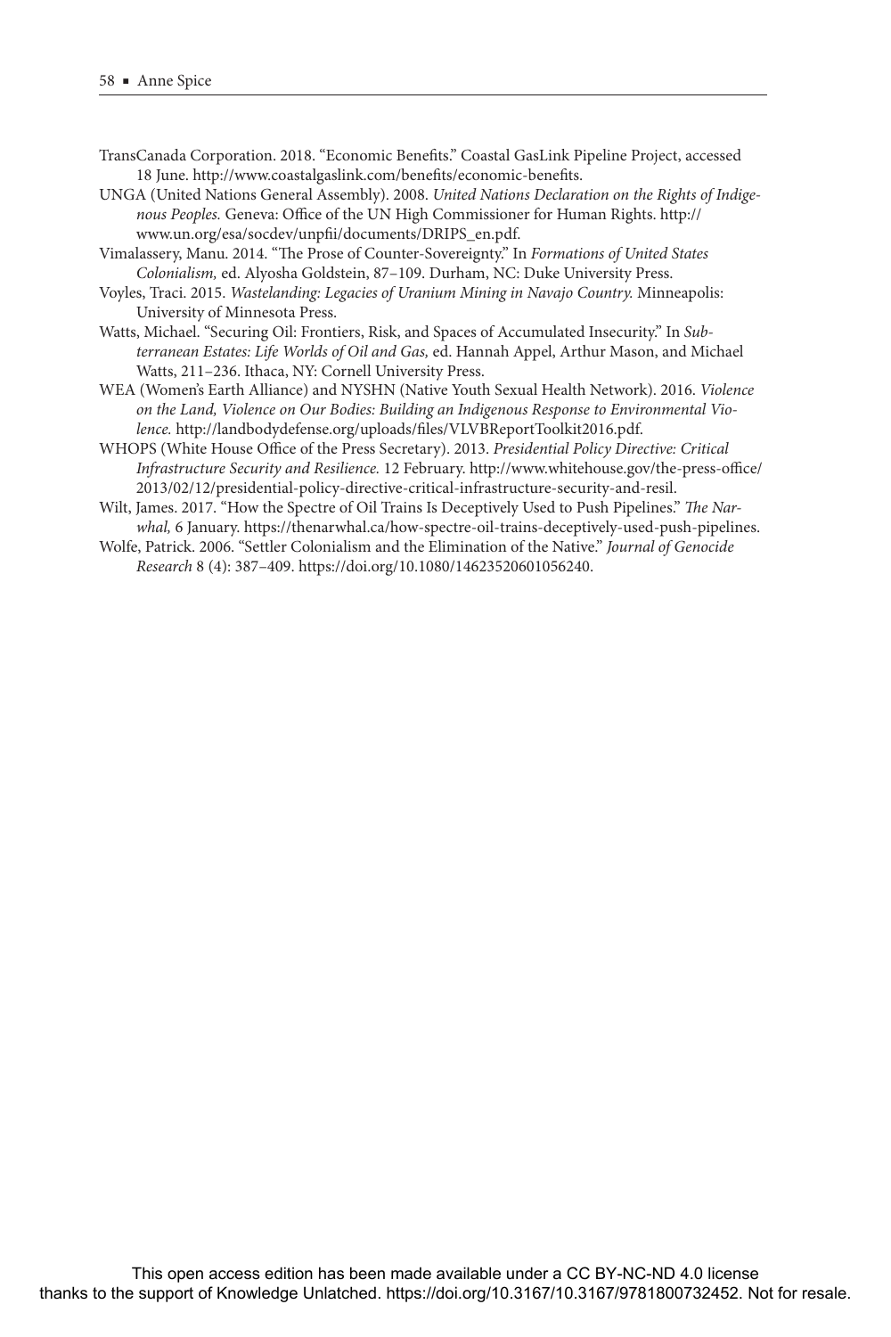TransCanada Corporation. 2018. "Economic Benefits." Coastal GasLink Pipeline Project, accessed 18 June. http://www.coastalgaslink.com/benefits/economic-benefits.

UNGA (United Nations General Assembly). 2008. *United Nations Declaration on the Rights of Indigenous Peoples.* Geneva: Office of the UN High Commissioner for Human Rights. http://www.un.org/esa/socdev/unpfii/documents/DRIPS_en.pdf.

Vimalassery, Manu. 2014. "The Prose of Counter-Sovereignty." In *Formations of United States Colonialism,* ed. Alyosha Goldstein, 87–109. Durham, NC: Duke University Press.

Voyles, Traci. 2015. *Wastelanding: Legacies of Uranium Mining in Navajo Country.* Minneapolis: University of Minnesota Press.

Watts, Michael. "Securing Oil: Frontiers, Risk, and Spaces of Accumulated Insecurity." In *Subterranean Estates: Life Worlds of Oil and Gas,* ed. Hannah Appel, Arthur Mason, and Michael Watts, 211–236. Ithaca, NY: Cornell University Press.

WEA (Women's Earth Alliance) and NYSHN (Native Youth Sexual Health Network). 2016. *Violence on the Land, Violence on Our Bodies: Building an Indigenous Response to Environmental Violence.* http://landbodydefense.org/uploads/files/VLVBReportToolkit2016.pdf.

WHOPS (White House Office of the Press Secretary). 2013. *Presidential Policy Directive: Critical Infrastructure Security and Resilience.* 12 February. http://www.whitehouse.gov/the-press-office/2013/02/12/presidential-policy-directive-critical-infrastructure-security-and-resil.

Wilt, James. 2017. "How the Spectre of Oil Trains Is Deceptively Used to Push Pipelines." *The Narwhal,* 6 January. https://thenarwhal.ca/how-spectre-oil-trains-deceptively-used-push-pipelines.

Wolfe, Patrick. 2006. "Settler Colonialism and the Elimination of the Native." *Journal of Genocide Research* 8 (4): 387–409. https://doi.org/10.1080/14623520601056240.

This open access edition has been made available under a CC BY-NC-ND 4.0 license thanks to the support of Knowledge Unlatched. https://doi.org/10.3167/10.3167/9781800732452. Not for resale.